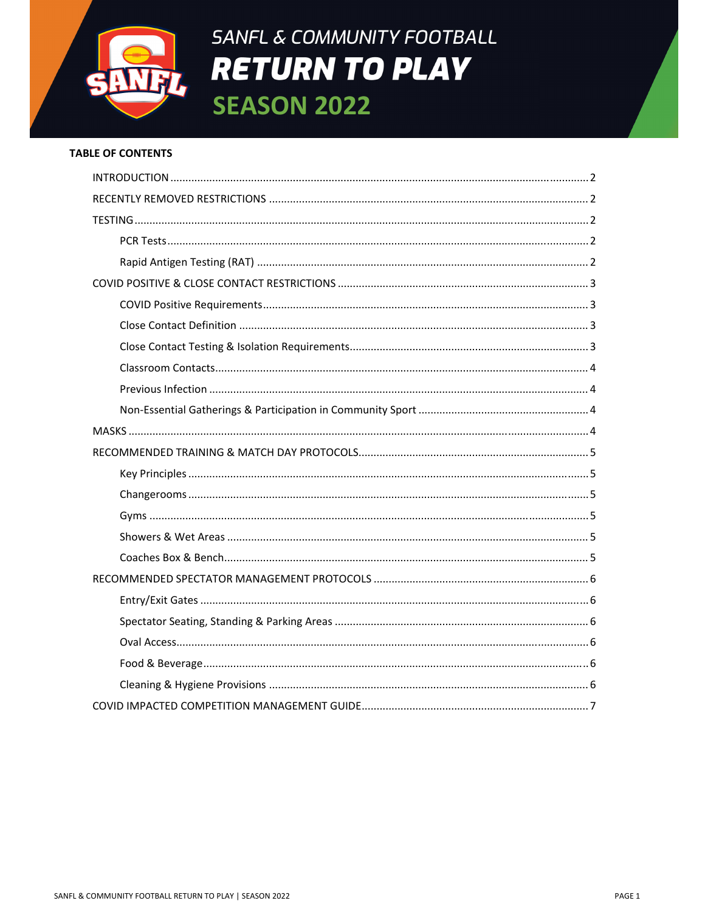# SANFL & COMMUNITY FOOTBALL
# RETURN TO PLAY
## SEASON 2022

**TABLE OF CONTENTS**

- INTRODUCTION .......... 2
- RECENTLY REMOVED RESTRICTIONS .......... 2
- TESTING .......... 2
  - PCR Tests .......... 2
  - Rapid Antigen Testing (RAT) .......... 2
- COVID POSITIVE & CLOSE CONTACT RESTRICTIONS .......... 3
  - COVID Positive Requirements .......... 3
  - Close Contact Definition .......... 3
  - Close Contact Testing & Isolation Requirements .......... 3
  - Classroom Contacts .......... 4
  - Previous Infection .......... 4
  - Non-Essential Gatherings & Participation in Community Sport .......... 4
- MASKS .......... 4
- RECOMMENDED TRAINING & MATCH DAY PROTOCOLS .......... 5
  - Key Principles .......... 5
  - Changerooms .......... 5
  - Gyms .......... 5
  - Showers & Wet Areas .......... 5
  - Coaches Box & Bench .......... 5
- RECOMMENDED SPECTATOR MANAGEMENT PROTOCOLS .......... 6
  - Entry/Exit Gates .......... 6
  - Spectator Seating, Standing & Parking Areas .......... 6
  - Oval Access .......... 6
  - Food & Beverage .......... 6
  - Cleaning & Hygiene Provisions .......... 6
- COVID IMPACTED COMPETITION MANAGEMENT GUIDE .......... 7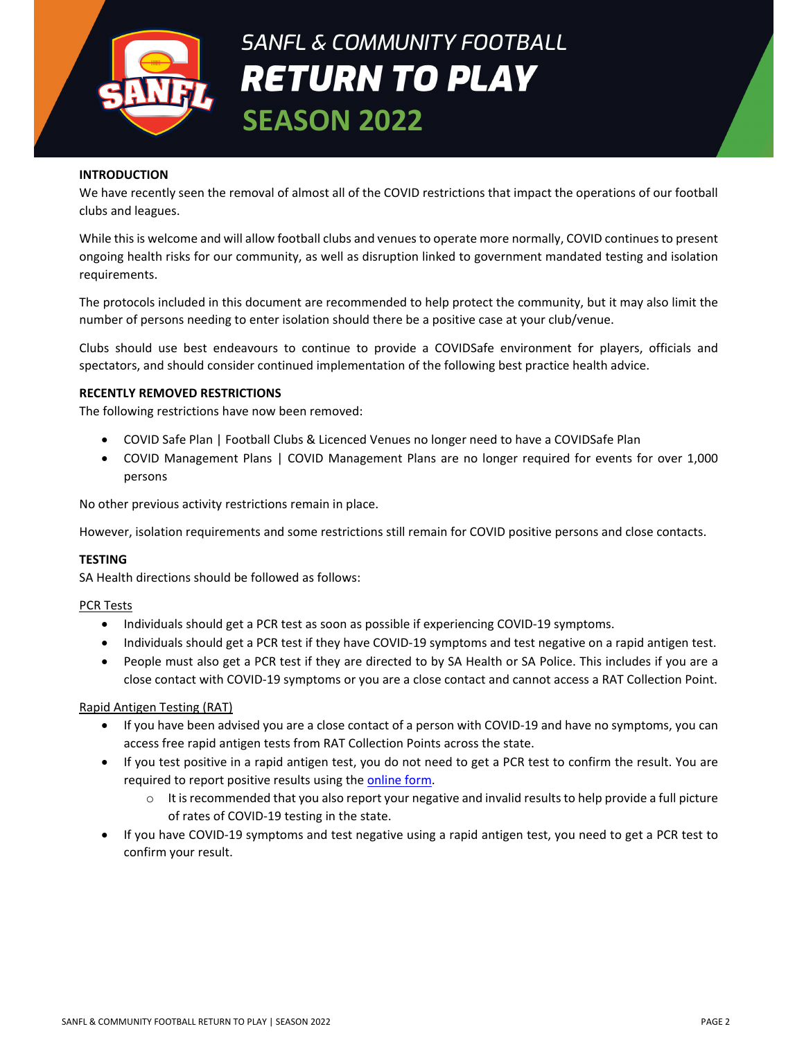# SANFL & COMMUNITY FOOTBALL
# RETURN TO PLAY
## SEASON 2022

**INTRODUCTION**

We have recently seen the removal of almost all of the COVID restrictions that impact the operations of our football clubs and leagues.

While this is welcome and will allow football clubs and venues to operate more normally, COVID continues to present ongoing health risks for our community, as well as disruption linked to government mandated testing and isolation requirements.

The protocols included in this document are recommended to help protect the community, but it may also limit the number of persons needing to enter isolation should there be a positive case at your club/venue.

Clubs should use best endeavours to continue to provide a COVIDSafe environment for players, officials and spectators, and should consider continued implementation of the following best practice health advice.

**RECENTLY REMOVED RESTRICTIONS**

The following restrictions have now been removed:

- COVID Safe Plan | Football Clubs & Licenced Venues no longer need to have a COVIDSafe Plan
- COVID Management Plans | COVID Management Plans are no longer required for events for over 1,000 persons

No other previous activity restrictions remain in place.

However, isolation requirements and some restrictions still remain for COVID positive persons and close contacts.

**TESTING**

SA Health directions should be followed as follows:

PCR Tests

- Individuals should get a PCR test as soon as possible if experiencing COVID-19 symptoms.
- Individuals should get a PCR test if they have COVID-19 symptoms and test negative on a rapid antigen test.
- People must also get a PCR test if they are directed to by SA Health or SA Police. This includes if you are a close contact with COVID-19 symptoms or you are a close contact and cannot access a RAT Collection Point.

Rapid Antigen Testing (RAT)

- If you have been advised you are a close contact of a person with COVID-19 and have no symptoms, you can access free rapid antigen tests from RAT Collection Points across the state.
- If you test positive in a rapid antigen test, you do not need to get a PCR test to confirm the result. You are required to report positive results using the online form.
  - It is recommended that you also report your negative and invalid results to help provide a full picture of rates of COVID-19 testing in the state.
- If you have COVID-19 symptoms and test negative using a rapid antigen test, you need to get a PCR test to confirm your result.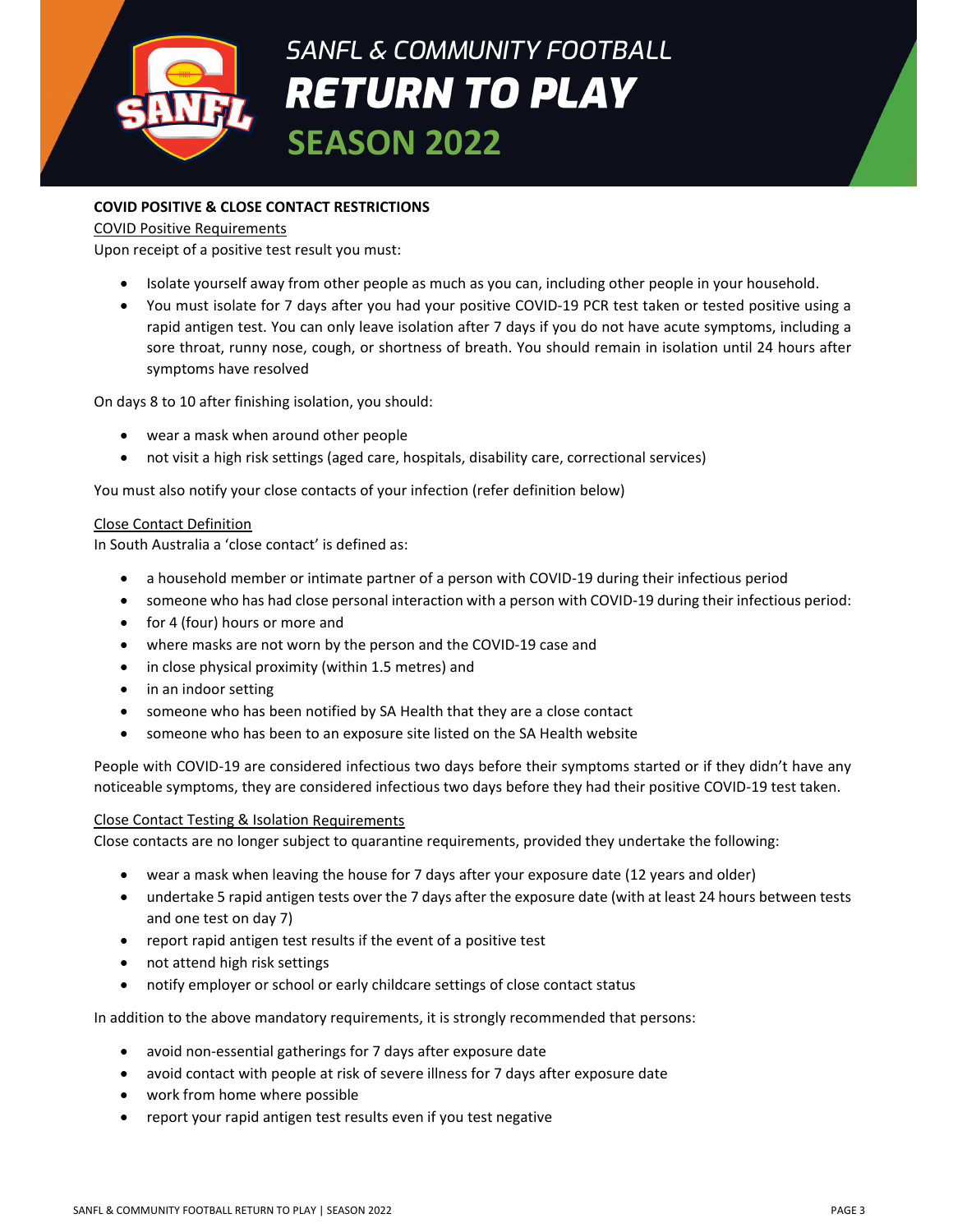# SANFL & COMMUNITY FOOTBALL

# RETURN TO PLAY

## SEASON 2022

**COVID POSITIVE & CLOSE CONTACT RESTRICTIONS**

COVID Positive Requirements

Upon receipt of a positive test result you must:

- Isolate yourself away from other people as much as you can, including other people in your household.
- You must isolate for 7 days after you had your positive COVID-19 PCR test taken or tested positive using a rapid antigen test. You can only leave isolation after 7 days if you do not have acute symptoms, including a sore throat, runny nose, cough, or shortness of breath. You should remain in isolation until 24 hours after symptoms have resolved

On days 8 to 10 after finishing isolation, you should:

- wear a mask when around other people
- not visit a high risk settings (aged care, hospitals, disability care, correctional services)

You must also notify your close contacts of your infection (refer definition below)

Close Contact Definition

In South Australia a 'close contact' is defined as:

- a household member or intimate partner of a person with COVID-19 during their infectious period
- someone who has had close personal interaction with a person with COVID-19 during their infectious period:
- for 4 (four) hours or more and
- where masks are not worn by the person and the COVID-19 case and
- in close physical proximity (within 1.5 metres) and
- in an indoor setting
- someone who has been notified by SA Health that they are a close contact
- someone who has been to an exposure site listed on the SA Health website

People with COVID-19 are considered infectious two days before their symptoms started or if they didn't have any noticeable symptoms, they are considered infectious two days before they had their positive COVID-19 test taken.

Close Contact Testing & Isolation Requirements

Close contacts are no longer subject to quarantine requirements, provided they undertake the following:

- wear a mask when leaving the house for 7 days after your exposure date (12 years and older)
- undertake 5 rapid antigen tests over the 7 days after the exposure date (with at least 24 hours between tests and one test on day 7)
- report rapid antigen test results if the event of a positive test
- not attend high risk settings
- notify employer or school or early childcare settings of close contact status

In addition to the above mandatory requirements, it is strongly recommended that persons:

- avoid non-essential gatherings for 7 days after exposure date
- avoid contact with people at risk of severe illness for 7 days after exposure date
- work from home where possible
- report your rapid antigen test results even if you test negative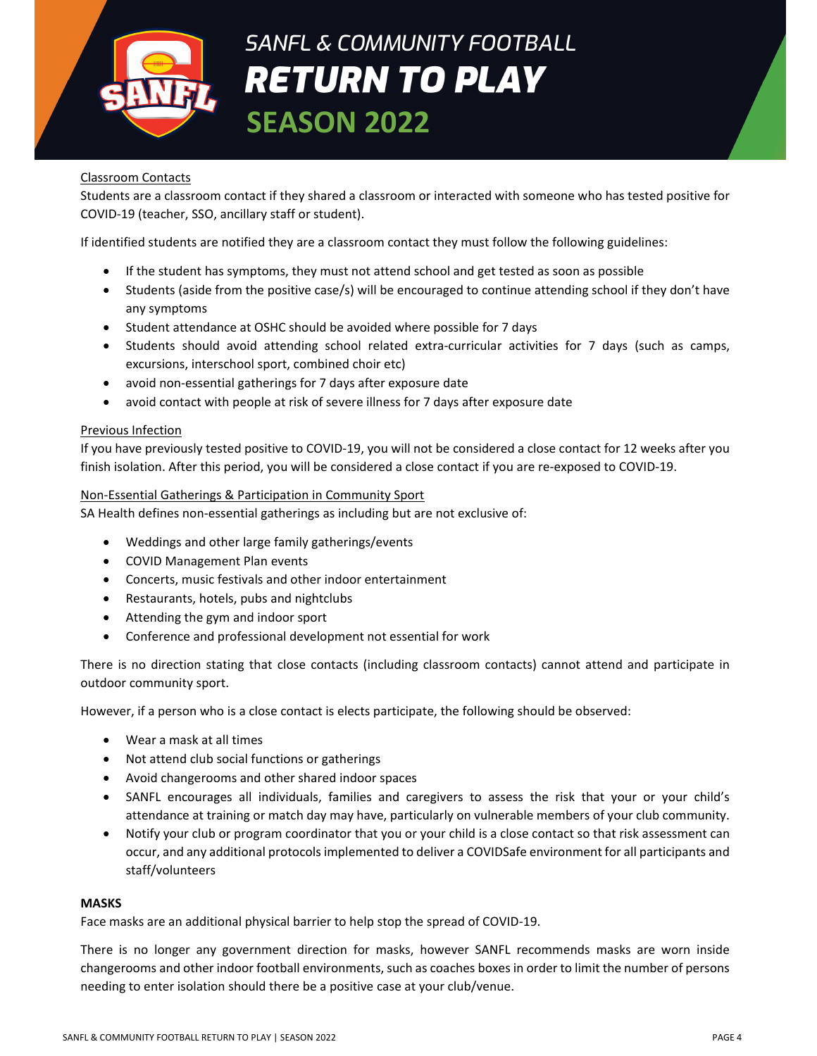Classroom Contacts

Students are a classroom contact if they shared a classroom or interacted with someone who has tested positive for COVID-19 (teacher, SSO, ancillary staff or student).

If identified students are notified they are a classroom contact they must follow the following guidelines:

- If the student has symptoms, they must not attend school and get tested as soon as possible
- Students (aside from the positive case/s) will be encouraged to continue attending school if they don't have any symptoms
- Student attendance at OSHC should be avoided where possible for 7 days
- Students should avoid attending school related extra-curricular activities for 7 days (such as camps, excursions, interschool sport, combined choir etc)
- avoid non-essential gatherings for 7 days after exposure date
- avoid contact with people at risk of severe illness for 7 days after exposure date

Previous Infection

If you have previously tested positive to COVID-19, you will not be considered a close contact for 12 weeks after you finish isolation. After this period, you will be considered a close contact if you are re-exposed to COVID-19.

Non-Essential Gatherings & Participation in Community Sport

SA Health defines non-essential gatherings as including but are not exclusive of:

- Weddings and other large family gatherings/events
- COVID Management Plan events
- Concerts, music festivals and other indoor entertainment
- Restaurants, hotels, pubs and nightclubs
- Attending the gym and indoor sport
- Conference and professional development not essential for work

There is no direction stating that close contacts (including classroom contacts) cannot attend and participate in outdoor community sport.

However, if a person who is a close contact is elects participate, the following should be observed:

- Wear a mask at all times
- Not attend club social functions or gatherings
- Avoid changerooms and other shared indoor spaces
- SANFL encourages all individuals, families and caregivers to assess the risk that your or your child's attendance at training or match day may have, particularly on vulnerable members of your club community.
- Notify your club or program coordinator that you or your child is a close contact so that risk assessment can occur, and any additional protocols implemented to deliver a COVIDSafe environment for all participants and staff/volunteers

**MASKS**

Face masks are an additional physical barrier to help stop the spread of COVID-19.

There is no longer any government direction for masks, however SANFL recommends masks are worn inside changerooms and other indoor football environments, such as coaches boxes in order to limit the number of persons needing to enter isolation should there be a positive case at your club/venue.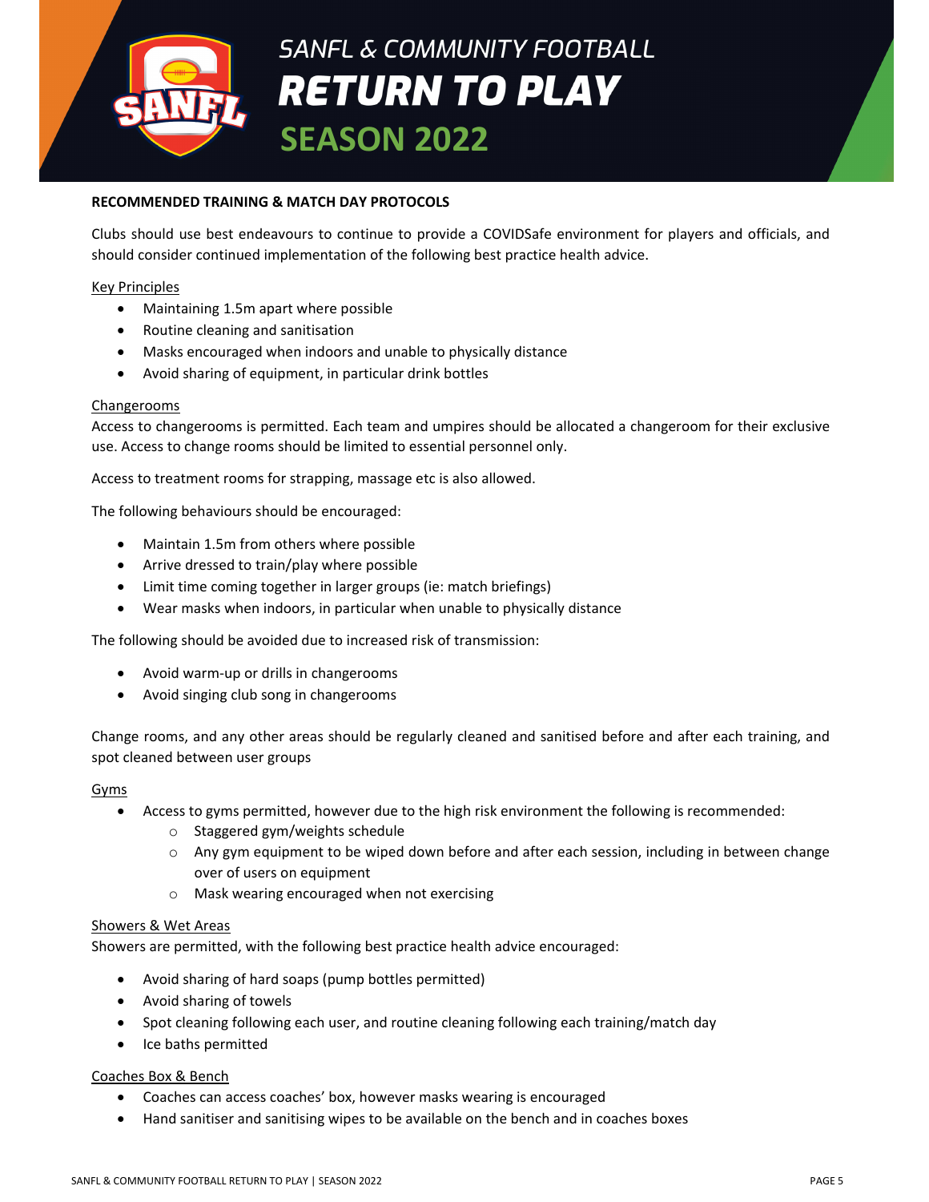# SANFL & COMMUNITY FOOTBALL
# RETURN TO PLAY
# SEASON 2022

**RECOMMENDED TRAINING & MATCH DAY PROTOCOLS**

Clubs should use best endeavours to continue to provide a COVIDSafe environment for players and officials, and should consider continued implementation of the following best practice health advice.

Key Principles

- Maintaining 1.5m apart where possible
- Routine cleaning and sanitisation
- Masks encouraged when indoors and unable to physically distance
- Avoid sharing of equipment, in particular drink bottles

Changerooms

Access to changerooms is permitted. Each team and umpires should be allocated a changeroom for their exclusive use. Access to change rooms should be limited to essential personnel only.

Access to treatment rooms for strapping, massage etc is also allowed.

The following behaviours should be encouraged:

- Maintain 1.5m from others where possible
- Arrive dressed to train/play where possible
- Limit time coming together in larger groups (ie: match briefings)
- Wear masks when indoors, in particular when unable to physically distance

The following should be avoided due to increased risk of transmission:

- Avoid warm-up or drills in changerooms
- Avoid singing club song in changerooms

Change rooms, and any other areas should be regularly cleaned and sanitised before and after each training, and spot cleaned between user groups

Gyms

- Access to gyms permitted, however due to the high risk environment the following is recommended:
  - Staggered gym/weights schedule
  - Any gym equipment to be wiped down before and after each session, including in between change over of users on equipment
  - Mask wearing encouraged when not exercising

Showers & Wet Areas

Showers are permitted, with the following best practice health advice encouraged:

- Avoid sharing of hard soaps (pump bottles permitted)
- Avoid sharing of towels
- Spot cleaning following each user, and routine cleaning following each training/match day
- Ice baths permitted

Coaches Box & Bench

- Coaches can access coaches' box, however masks wearing is encouraged
- Hand sanitiser and sanitising wipes to be available on the bench and in coaches boxes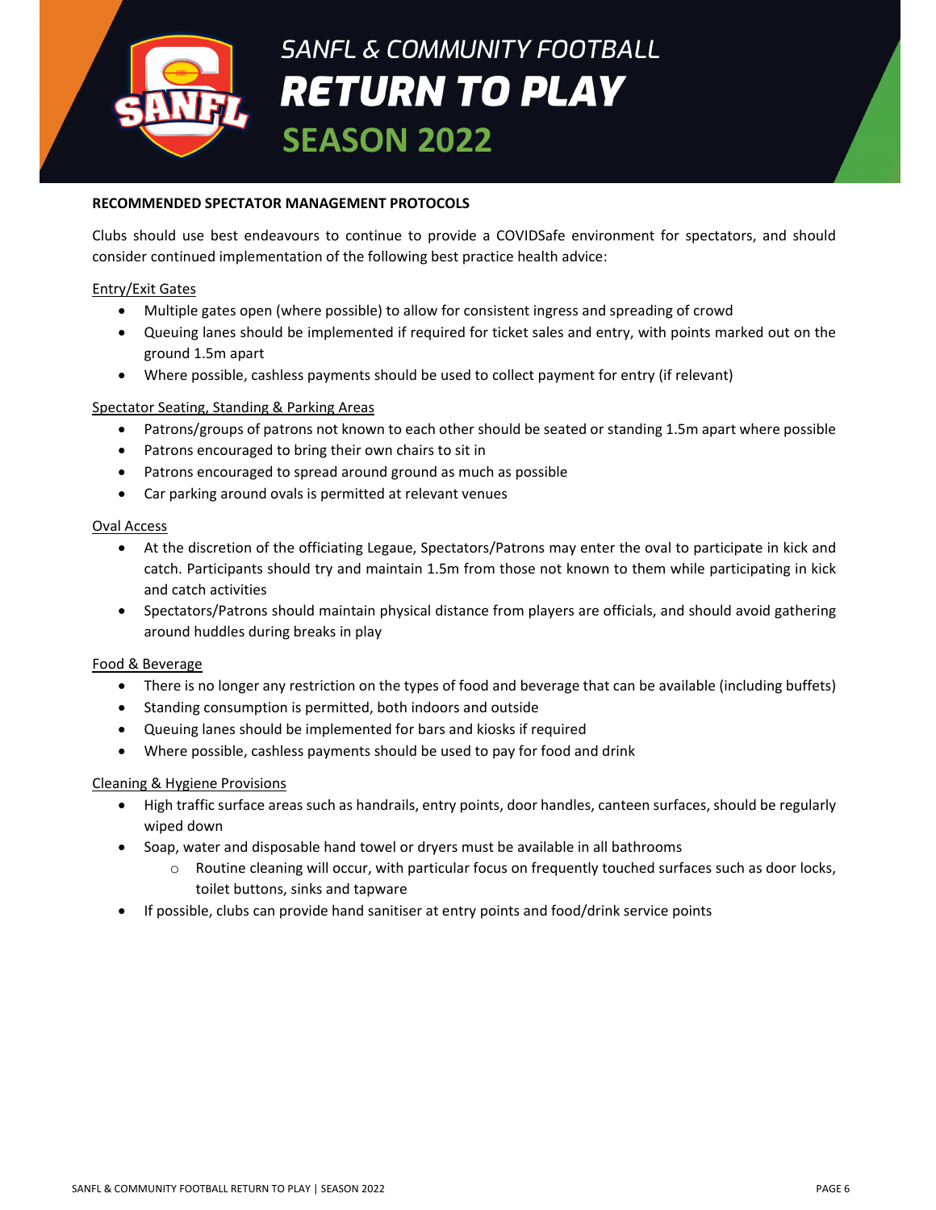**RECOMMENDED SPECTATOR MANAGEMENT PROTOCOLS**

Clubs should use best endeavours to continue to provide a COVIDSafe environment for spectators, and should consider continued implementation of the following best practice health advice:

Entry/Exit Gates

- Multiple gates open (where possible) to allow for consistent ingress and spreading of crowd
- Queuing lanes should be implemented if required for ticket sales and entry, with points marked out on the ground 1.5m apart
- Where possible, cashless payments should be used to collect payment for entry (if relevant)

Spectator Seating, Standing & Parking Areas

- Patrons/groups of patrons not known to each other should be seated or standing 1.5m apart where possible
- Patrons encouraged to bring their own chairs to sit in
- Patrons encouraged to spread around ground as much as possible
- Car parking around ovals is permitted at relevant venues

Oval Access

- At the discretion of the officiating Legaue, Spectators/Patrons may enter the oval to participate in kick and catch. Participants should try and maintain 1.5m from those not known to them while participating in kick and catch activities
- Spectators/Patrons should maintain physical distance from players are officials, and should avoid gathering around huddles during breaks in play

Food & Beverage

- There is no longer any restriction on the types of food and beverage that can be available (including buffets)
- Standing consumption is permitted, both indoors and outside
- Queuing lanes should be implemented for bars and kiosks if required
- Where possible, cashless payments should be used to pay for food and drink

Cleaning & Hygiene Provisions

- High traffic surface areas such as handrails, entry points, door handles, canteen surfaces, should be regularly wiped down
- Soap, water and disposable hand towel or dryers must be available in all bathrooms
  - Routine cleaning will occur, with particular focus on frequently touched surfaces such as door locks, toilet buttons, sinks and tapware
- If possible, clubs can provide hand sanitiser at entry points and food/drink service points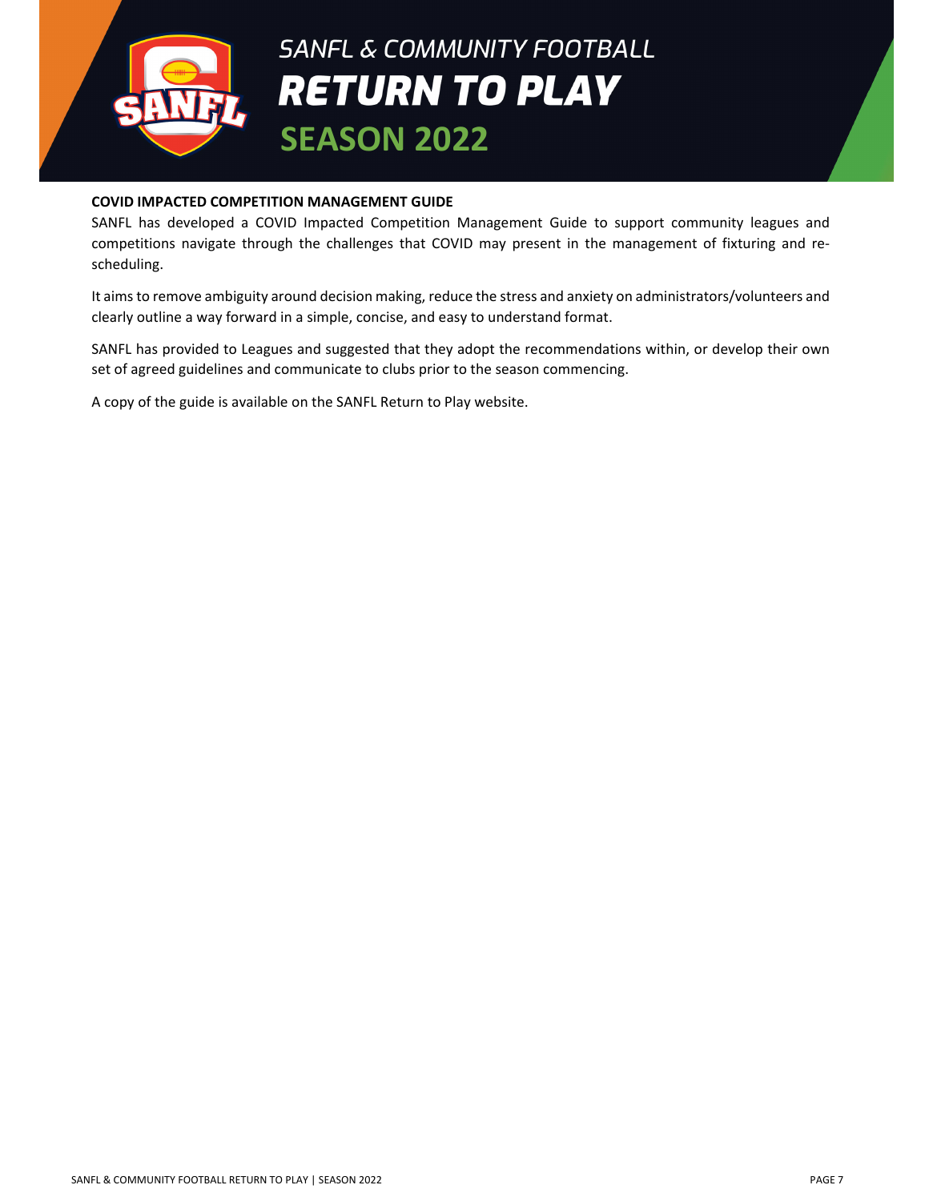**COVID IMPACTED COMPETITION MANAGEMENT GUIDE**

SANFL has developed a COVID Impacted Competition Management Guide to support community leagues and competitions navigate through the challenges that COVID may present in the management of fixturing and re-scheduling.

It aims to remove ambiguity around decision making, reduce the stress and anxiety on administrators/volunteers and clearly outline a way forward in a simple, concise, and easy to understand format.

SANFL has provided to Leagues and suggested that they adopt the recommendations within, or develop their own set of agreed guidelines and communicate to clubs prior to the season commencing.

A copy of the guide is available on the SANFL Return to Play website.